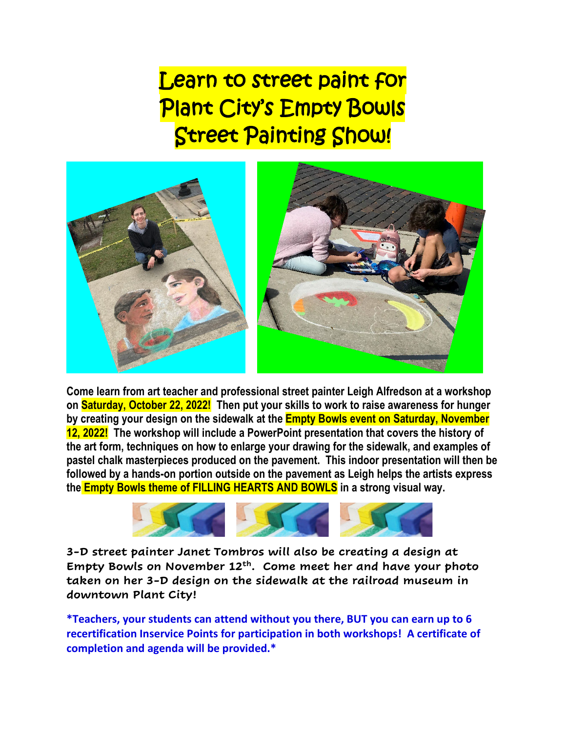# Learn to street paint for Plant City's Empty Bowls Street Painting Show!

**Come learn from art teacher and professional street painter Leigh Alfredson at a workshop on Saturday, October 22, 2022! Then put your skills to work to raise awareness for hunger by creating your design on the sidewalk at the Empty Bowls event on Saturday, November 12, 2022! The workshop will include a PowerPoint presentation that covers the history of the art form, techniques on how to enlarge your drawing for the sidewalk, and examples of pastel chalk masterpieces produced on the pavement. This indoor presentation will then be followed by a hands-on portion outside on the pavement as Leigh helps the artists express the Empty Bowls theme of FILLING HEARTS AND BOWLS in a strong visual way.**

**3-D street painter Janet Tombros will also be creating a design at Empty Bowls on November 12th. Come meet her and have your photo taken on her 3-D design on the sidewalk at the railroad museum in downtown Plant City!**

**\*Teachers, your students can attend without you there, BUT you can earn up to 6 recertification Inservice Points for participation in both workshops! A certificate of completion and agenda will be provided.\***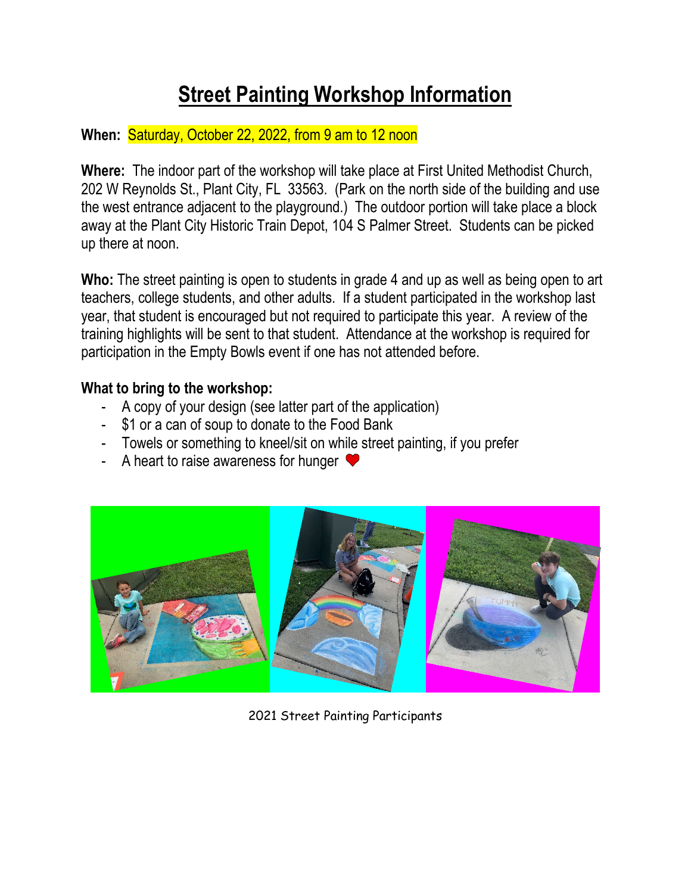# Street Painting Workshop Information

**When:** Saturday, October 22, 2022, from 9 am to 12 noon

**Where:** The indoor part of the workshop will take place at First United Methodist Church, 202 W Reynolds St., Plant City, FL 33563. (Park on the north side of the building and use the west entrance adjacent to the playground.) The outdoor portion will take place a block away at the Plant City Historic Train Depot, 104 S Palmer Street. Students can be picked up there at noon.

**Who:** The street painting is open to students in grade 4 and up as well as being open to art teachers, college students, and other adults. If a student participated in the workshop last year, that student is encouraged but not required to participate this year. A review of the training highlights will be sent to that student. Attendance at the workshop is required for participation in the Empty Bowls event if one has not attended before.

**What to bring to the workshop:**

- A copy of your design (see latter part of the application)
- $1 or a can of soup to donate to the Food Bank
- Towels or something to kneel/sit on while street painting, if you prefer
- A heart to raise awareness for hunger ❤

2021 Street Painting Participants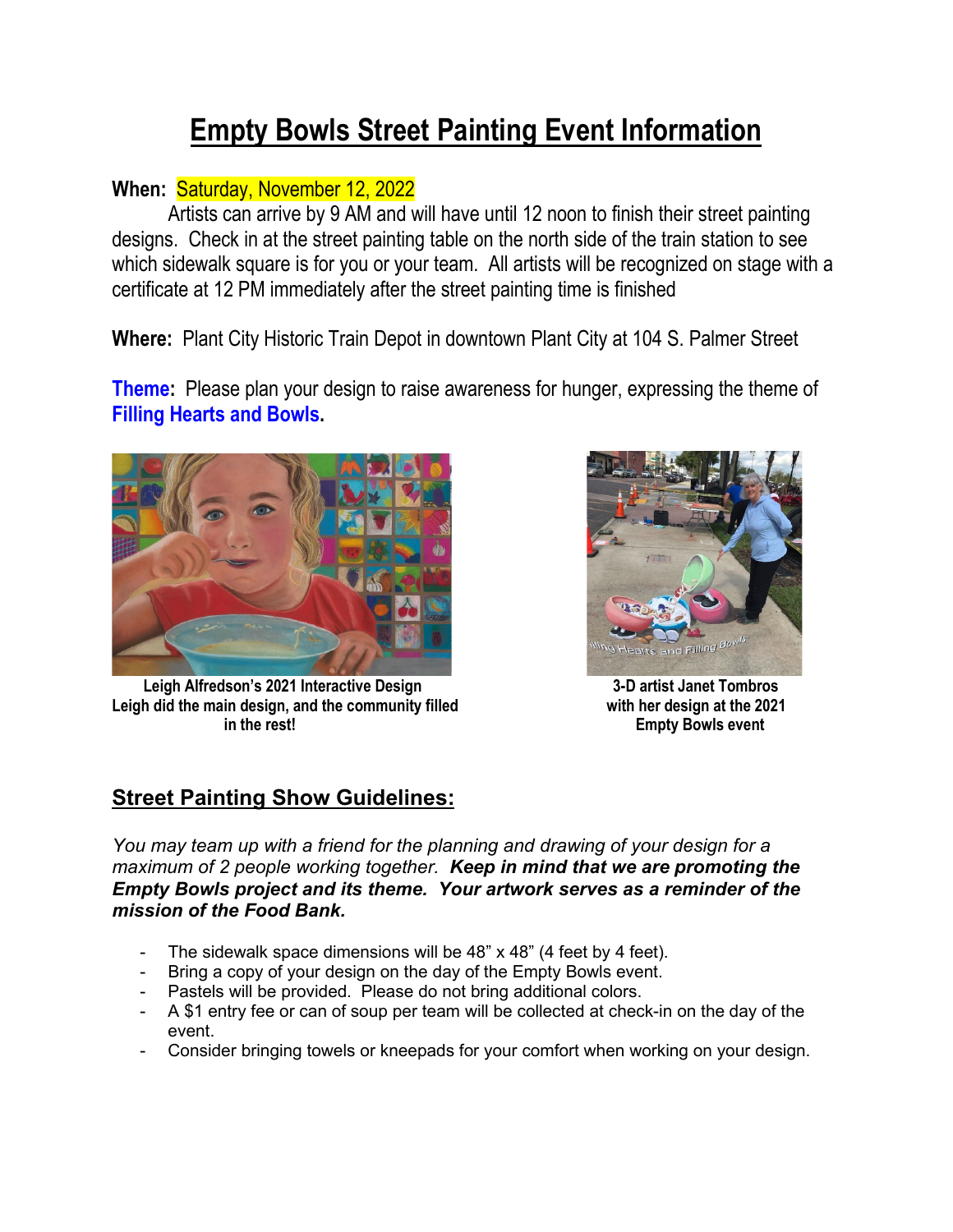# Empty Bowls Street Painting Event Information

**When:** Saturday, November 12, 2022

Artists can arrive by 9 AM and will have until 12 noon to finish their street painting designs. Check in at the street painting table on the north side of the train station to see which sidewalk square is for you or your team. All artists will be recognized on stage with a certificate at 12 PM immediately after the street painting time is finished

**Where:** Plant City Historic Train Depot in downtown Plant City at 104 S. Palmer Street

**Theme:** Please plan your design to raise awareness for hunger, expressing the theme of **Filling Hearts and Bowls.**

**Leigh Alfredson's 2021 Interactive Design**
**Leigh did the main design, and the community filled in the rest!**

**3-D artist Janet Tombros with her design at the 2021 Empty Bowls event**

## Street Painting Show Guidelines:

*You may team up with a friend for the planning and drawing of your design for a maximum of 2 people working together.* ***Keep in mind that we are promoting the Empty Bowls project and its theme. Your artwork serves as a reminder of the mission of the Food Bank.***

- The sidewalk space dimensions will be 48" x 48" (4 feet by 4 feet).
- Bring a copy of your design on the day of the Empty Bowls event.
- Pastels will be provided. Please do not bring additional colors.
- A $1 entry fee or can of soup per team will be collected at check-in on the day of the event.
- Consider bringing towels or kneepads for your comfort when working on your design.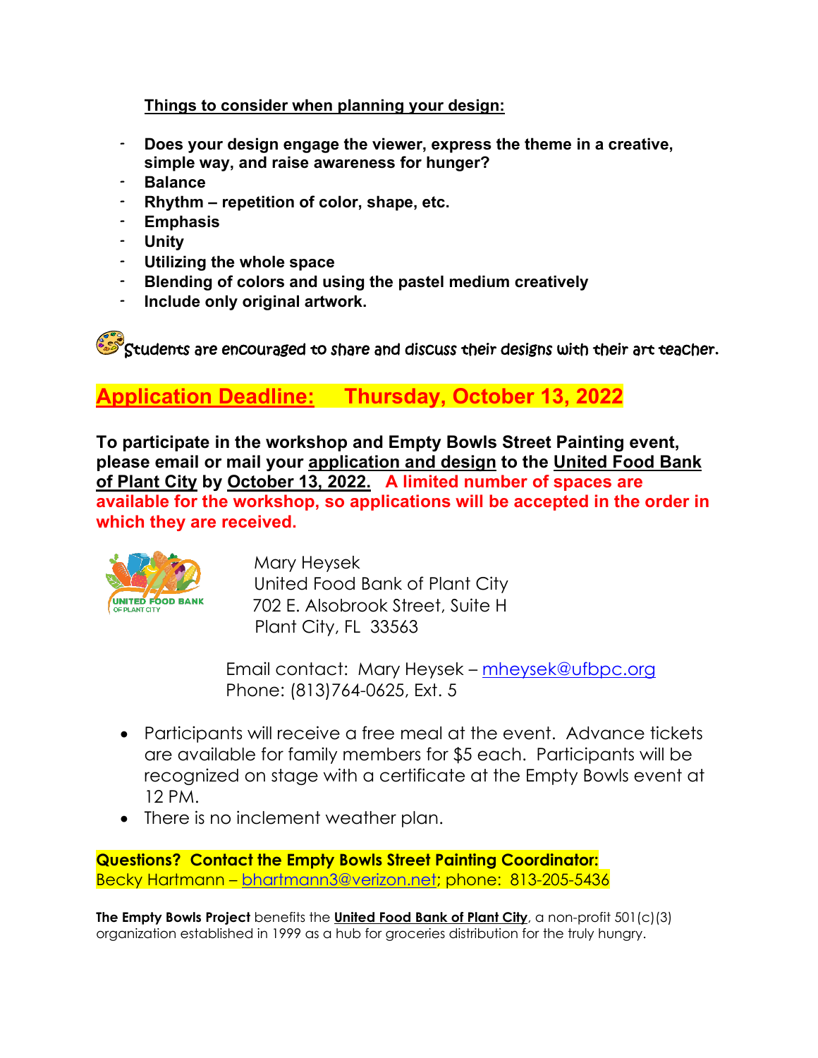**<u>Things to consider when planning your design:</u>**

- **Does your design engage the viewer, express the theme in a creative, simple way, and raise awareness for hunger?**
- **Balance**
- **Rhythm – repetition of color, shape, etc.**
- **Emphasis**
- **Unity**
- **Utilizing the whole space**
- **Blending of colors and using the pastel medium creatively**
- **Include only original artwork.**

Students are encouraged to share and discuss their designs with their art teacher.

## <u>Application Deadline:</u> Thursday, October 13, 2022

**To participate in the workshop and Empty Bowls Street Painting event, please email or mail your <u>application and design</u> to the <u>United Food Bank of Plant City</u> by <u>October 13, 2022.</u> A limited number of spaces are available for the workshop, so applications will be accepted in the order in which they are received.**

Mary Heysek
United Food Bank of Plant City
702 E. Alsobrook Street, Suite H
Plant City, FL 33563

Email contact: Mary Heysek – mheysek@ufbpc.org
Phone: (813)764-0625, Ext. 5

- Participants will receive a free meal at the event. Advance tickets are available for family members for $5 each. Participants will be recognized on stage with a certificate at the Empty Bowls event at 12 PM.
- There is no inclement weather plan.

**Questions? Contact the Empty Bowls Street Painting Coordinator:**
Becky Hartmann – bhartmann3@verizon.net; phone: 813-205-5436

**The Empty Bowls Project** benefits the **<u>United Food Bank of Plant City</u>**, a non-profit 501(c)(3) organization established in 1999 as a hub for groceries distribution for the truly hungry.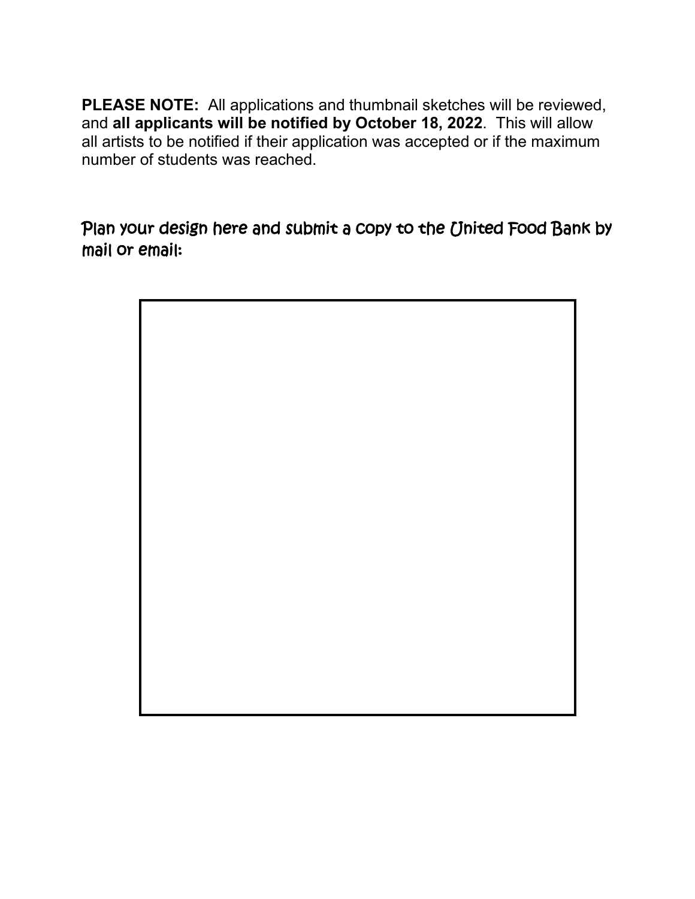**PLEASE NOTE:** All applications and thumbnail sketches will be reviewed, and **all applicants will be notified by October 18, 2022**. This will allow all artists to be notified if their application was accepted or if the maximum number of students was reached.

Plan your design here and submit a copy to the United Food Bank by mail or email: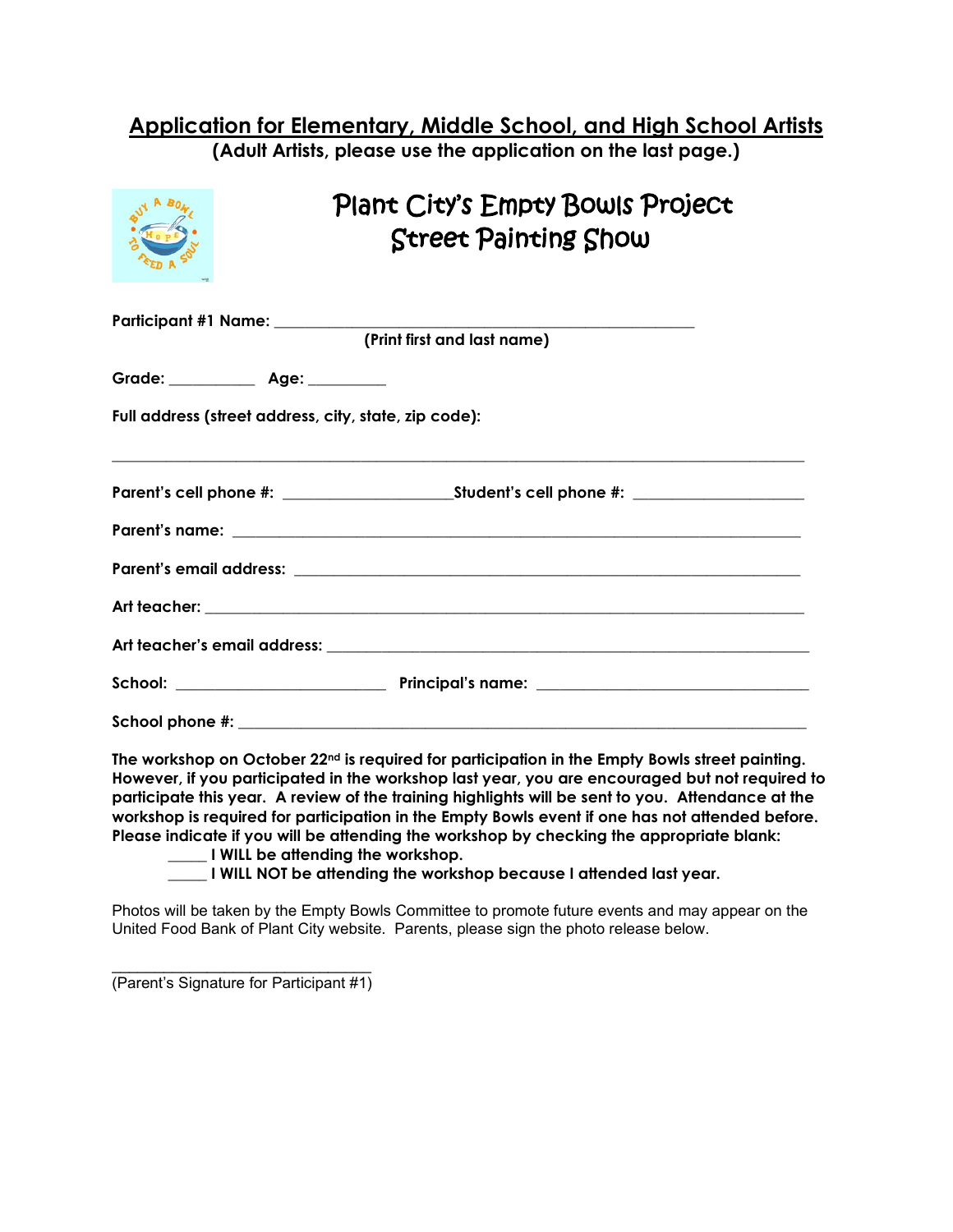## Application for Elementary, Middle School, and High School Artists

**(Adult Artists, please use the application on the last page.)**

# Plant City's Empty Bowls Project Street Painting Show

**Participant #1 Name:** ___________________________________________________
**(Print first and last name)**

**Grade:** __________ **Age:** _________

**Full address (street address, city, state, zip code):**

______________________________________________________________________________

**Parent's cell phone #:** ____________________ **Student's cell phone #:** ____________________

**Parent's name:** ______________________________________________________________________

**Parent's email address:** _______________________________________________________________

**Art teacher:** ________________________________________________________________________

**Art teacher's email address:** ___________________________________________________________

**School:** _________________________ **Principal's name:** ________________________________

**School phone #:** _____________________________________________________________________

**The workshop on October 22nd is required for participation in the Empty Bowls street painting. However, if you participated in the workshop last year, you are encouraged but not required to participate this year. A review of the training highlights will be sent to you. Attendance at the workshop is required for participation in the Empty Bowls event if one has not attended before. Please indicate if you will be attending the workshop by checking the appropriate blank:**

- **_____ I WILL be attending the workshop.**
- **_____ I WILL NOT be attending the workshop because I attended last year.**

Photos will be taken by the Empty Bowls Committee to promote future events and may appear on the United Food Bank of Plant City website. Parents, please sign the photo release below.

_______________________________
(Parent's Signature for Participant #1)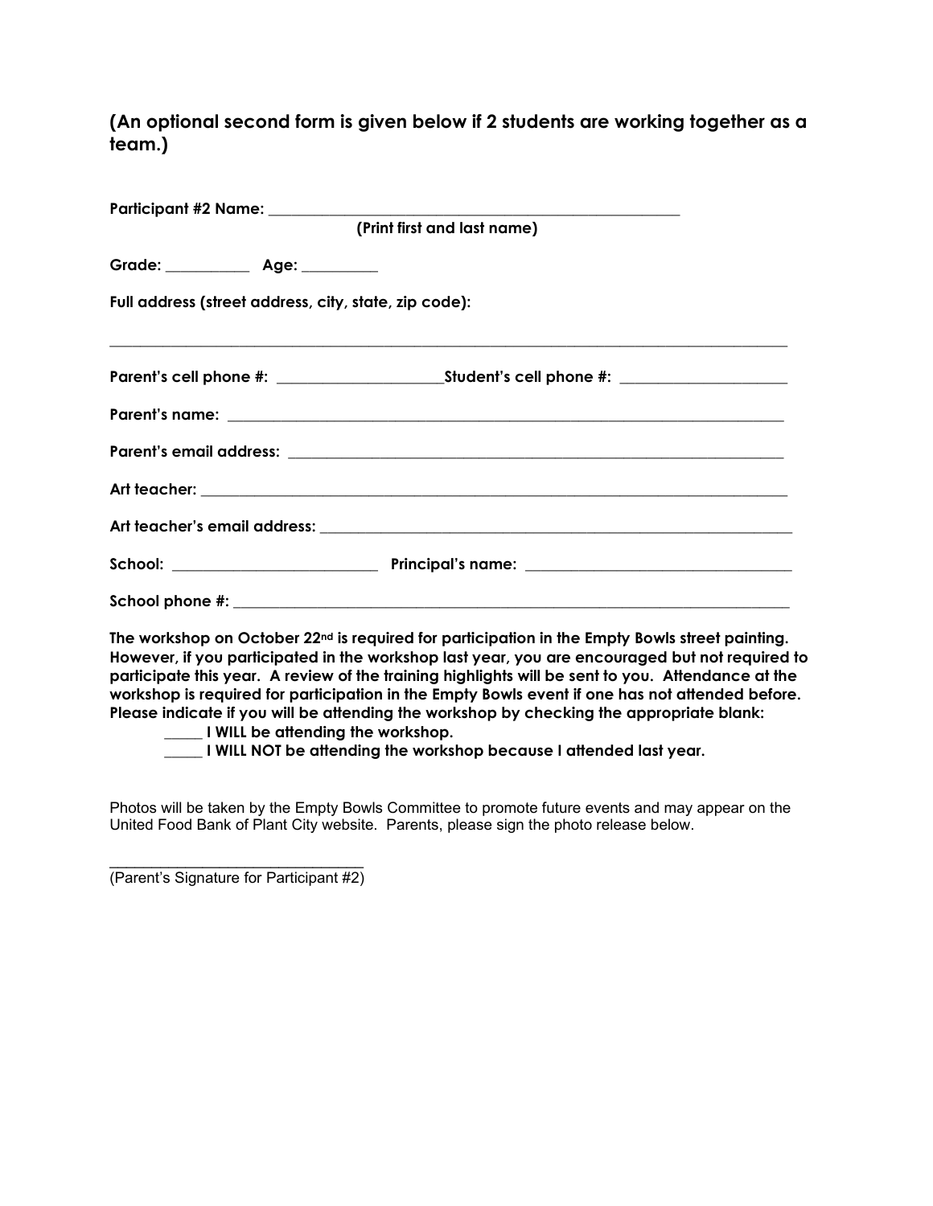**(An optional second form is given below if 2 students are working together as a team.)**

**Participant #2 Name:** ____________________________________________________
**(Print first and last name)**

**Grade:** ___________ **Age:** __________

**Full address (street address, city, state, zip code):**

______________________________________________________________________________________

**Parent's cell phone #:** ______________________**Student's cell phone #:** ______________________

**Parent's name:** ___________________________________________________________________________

**Parent's email address:** ________________________________________________________________

**Art teacher:** _____________________________________________________________________________

**Art teacher's email address:** ___________________________________________________________

**School:** __________________________ **Principal's name:** __________________________________

**School phone #:** __________________________________________________________________________

**The workshop on October 22nd is required for participation in the Empty Bowls street painting. However, if you participated in the workshop last year, you are encouraged but not required to participate this year. A review of the training highlights will be sent to you. Attendance at the workshop is required for participation in the Empty Bowls event if one has not attended before. Please indicate if you will be attending the workshop by checking the appropriate blank:**

- **_____ I WILL be attending the workshop.**
- **_____ I WILL NOT be attending the workshop because I attended last year.**

Photos will be taken by the Empty Bowls Committee to promote future events and may appear on the United Food Bank of Plant City website. Parents, please sign the photo release below.

________________________________
(Parent's Signature for Participant #2)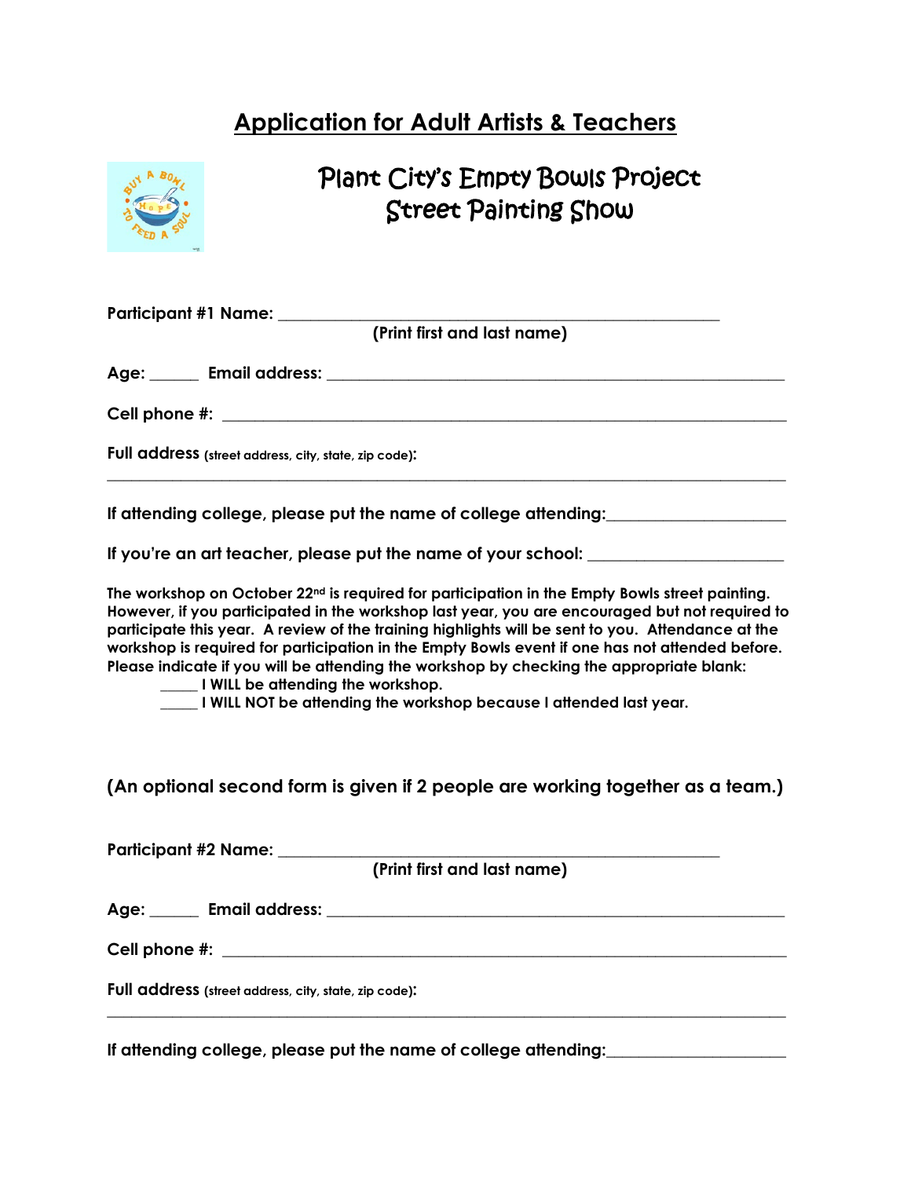# Application for Adult Artists & Teachers

## Plant City's Empty Bowls Project Street Painting Show

**Participant #1 Name:** ______________________________________________
**(Print first and last name)**

**Age:** ______ **Email address:** ______________________________________________

**Cell phone #:** ______________________________________________

**Full address** (street address, city, state, zip code):

______________________________________________________________________

**If attending college, please put the name of college attending:**____________________

**If you're an art teacher, please put the name of your school:** ______________________

**The workshop on October 22nd is required for participation in the Empty Bowls street painting. However, if you participated in the workshop last year, you are encouraged but not required to participate this year. A review of the training highlights will be sent to you. Attendance at the workshop is required for participation in the Empty Bowls event if one has not attended before. Please indicate if you will be attending the workshop by checking the appropriate blank:**

_____ **I WILL be attending the workshop.**

_____ **I WILL NOT be attending the workshop because I attended last year.**

**(An optional second form is given if 2 people are working together as a team.)**

**Participant #2 Name:** ______________________________________________
**(Print first and last name)**

**Age:** ______ **Email address:** ______________________________________________

**Cell phone #:** ______________________________________________

**Full address** (street address, city, state, zip code):

______________________________________________________________________

**If attending college, please put the name of college attending:**____________________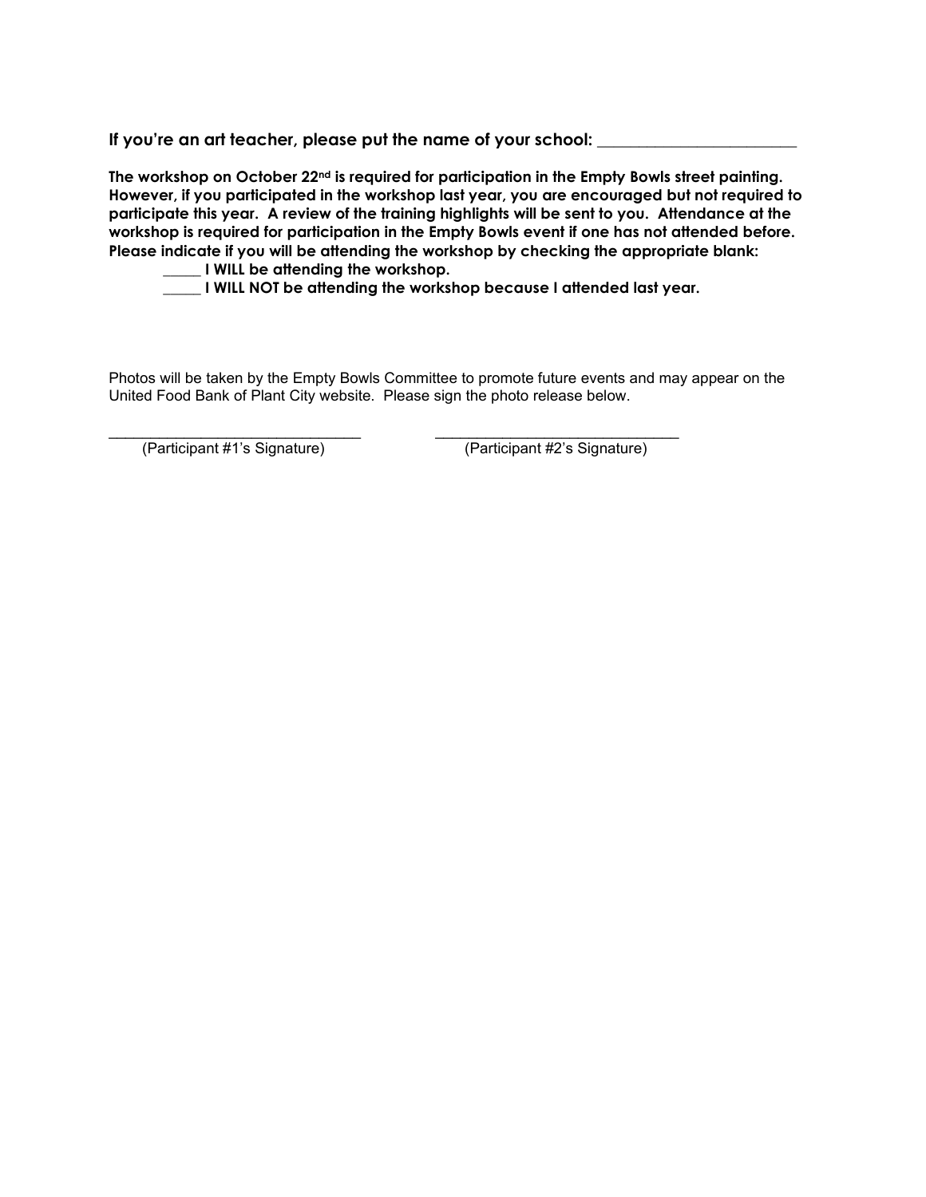**If you're an art teacher, please put the name of your school: _______________________**

**The workshop on October 22nd is required for participation in the Empty Bowls street painting. However, if you participated in the workshop last year, you are encouraged but not required to participate this year. A review of the training highlights will be sent to you. Attendance at the workshop is required for participation in the Empty Bowls event if one has not attended before. Please indicate if you will be attending the workshop by checking the appropriate blank:**

**_____ I WILL be attending the workshop.**

**_____ I WILL NOT be attending the workshop because I attended last year.**

Photos will be taken by the Empty Bowls Committee to promote future events and may appear on the United Food Bank of Plant City website. Please sign the photo release below.

______________________________ (Participant #1's Signature)

______________________________ (Participant #2's Signature)